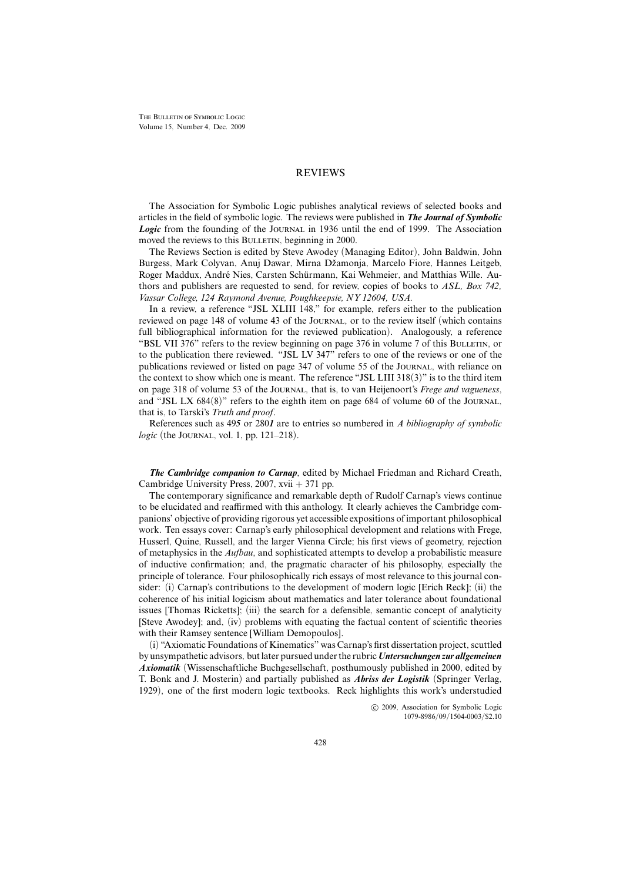# REVIEWS

The Association for Symbolic Logic publishes analytical reviews of selected books and articles in the field of symbolic logic. The reviews were published in ***The Journal of Symbolic Logic*** from the founding of the Journal in 1936 until the end of 1999. The Association moved the reviews to this Bulletin, beginning in 2000.

The Reviews Section is edited by Steve Awodey (Managing Editor), John Baldwin, John Burgess, Mark Colyvan, Anuj Dawar, Mirna Džamonja, Marcelo Fiore, Hannes Leitgeb, Roger Maddux, André Nies, Carsten Schürmann, Kai Wehmeier, and Matthias Wille. Authors and publishers are requested to send, for review, copies of books to *ASL, Box 742, Vassar College, 124 Raymond Avenue, Poughkeepsie, NY 12604, USA.*

In a review, a reference "JSL XLIII 148," for example, refers either to the publication reviewed on page 148 of volume 43 of the Journal, or to the review itself (which contains full bibliographical information for the reviewed publication). Analogously, a reference "BSL VII 376" refers to the review beginning on page 376 in volume 7 of this Bulletin, or to the publication there reviewed. "JSL LV 347" refers to one of the reviews or one of the publications reviewed or listed on page 347 of volume 55 of the Journal, with reliance on the context to show which one is meant. The reference "JSL LIII 318(3)" is to the third item on page 318 of volume 53 of the Journal, that is, to van Heijenoort's *Frege and vagueness*, and "JSL LX 684(8)" refers to the eighth item on page 684 of volume 60 of the Journal, that is, to Tarski's *Truth and proof*.

References such as 49***5*** or 280***1*** are to entries so numbered in *A bibliography of symbolic logic* (the Journal, vol. 1, pp. 121–218).

***The Cambridge companion to Carnap***, edited by Michael Friedman and Richard Creath, Cambridge University Press, 2007, xvii + 371 pp.

The contemporary significance and remarkable depth of Rudolf Carnap's views continue to be elucidated and reaffirmed with this anthology. It clearly achieves the Cambridge companions' objective of providing rigorous yet accessible expositions of important philosophical work. Ten essays cover: Carnap's early philosophical development and relations with Frege, Husserl, Quine, Russell, and the larger Vienna Circle; his first views of geometry, rejection of metaphysics in the *Aufbau*, and sophisticated attempts to develop a probabilistic measure of inductive confirmation; and, the pragmatic character of his philosophy, especially the principle of tolerance. Four philosophically rich essays of most relevance to this journal consider: (i) Carnap's contributions to the development of modern logic [Erich Reck]; (ii) the coherence of his initial logicism about mathematics and later tolerance about foundational issues [Thomas Ricketts]; (iii) the search for a defensible, semantic concept of analyticity [Steve Awodey]; and, (iv) problems with equating the factual content of scientific theories with their Ramsey sentence [William Demopoulos].

(i) "Axiomatic Foundations of Kinematics" was Carnap's first dissertation project, scuttled by unsympathetic advisors, but later pursued under the rubric ***Untersuchungen zur allgemeinen Axiomatik*** (Wissenschaftliche Buchgesellschaft, posthumously published in 2000, edited by T. Bonk and J. Mosterin) and partially published as ***Abriss der Logistik*** (Springer Verlag, 1929), one of the first modern logic textbooks. Reck highlights this work's understudied

© 2009, Association for Symbolic Logic
1079-8986/09/1504-0003/$2.10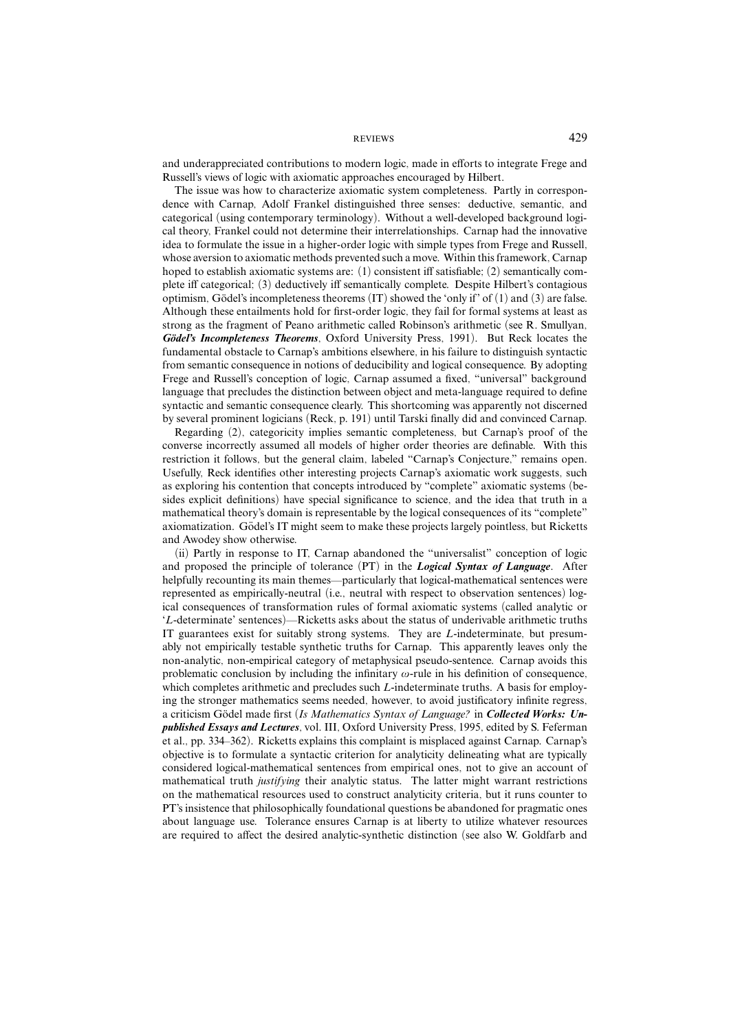and underappreciated contributions to modern logic, made in efforts to integrate Frege and Russell's views of logic with axiomatic approaches encouraged by Hilbert.

The issue was how to characterize axiomatic system completeness. Partly in correspondence with Carnap, Adolf Frankel distinguished three senses: deductive, semantic, and categorical (using contemporary terminology). Without a well-developed background logical theory, Frankel could not determine their interrelationships. Carnap had the innovative idea to formulate the issue in a higher-order logic with simple types from Frege and Russell, whose aversion to axiomatic methods prevented such a move. Within this framework, Carnap hoped to establish axiomatic systems are: (1) consistent iff satisfiable; (2) semantically complete iff categorical; (3) deductively iff semantically complete. Despite Hilbert's contagious optimism, Gödel's incompleteness theorems (IT) showed the 'only if' of (1) and (3) are false. Although these entailments hold for first-order logic, they fail for formal systems at least as strong as the fragment of Peano arithmetic called Robinson's arithmetic (see R. Smullyan, ***Gödel's Incompleteness Theorems***, Oxford University Press, 1991). But Reck locates the fundamental obstacle to Carnap's ambitions elsewhere, in his failure to distinguish syntactic from semantic consequence in notions of deducibility and logical consequence. By adopting Frege and Russell's conception of logic, Carnap assumed a fixed, "universal" background language that precludes the distinction between object and meta-language required to define syntactic and semantic consequence clearly. This shortcoming was apparently not discerned by several prominent logicians (Reck, p. 191) until Tarski finally did and convinced Carnap.

Regarding (2), categoricity implies semantic completeness, but Carnap's proof of the converse incorrectly assumed all models of higher order theories are definable. With this restriction it follows, but the general claim, labeled "Carnap's Conjecture," remains open. Usefully, Reck identifies other interesting projects Carnap's axiomatic work suggests, such as exploring his contention that concepts introduced by "complete" axiomatic systems (besides explicit definitions) have special significance to science, and the idea that truth in a mathematical theory's domain is representable by the logical consequences of its "complete" axiomatization. Gödel's IT might seem to make these projects largely pointless, but Ricketts and Awodey show otherwise.

(ii) Partly in response to IT, Carnap abandoned the "universalist" conception of logic and proposed the principle of tolerance (PT) in the ***Logical Syntax of Language***. After helpfully recounting its main themes—particularly that logical-mathematical sentences were represented as empirically-neutral (i.e., neutral with respect to observation sentences) logical consequences of transformation rules of formal axiomatic systems (called analytic or '$L$-determinate' sentences)—Ricketts asks about the status of underivable arithmetic truths IT guarantees exist for suitably strong systems. They are $L$-indeterminate, but presumably not empirically testable synthetic truths for Carnap. This apparently leaves only the non-analytic, non-empirical category of metaphysical pseudo-sentence. Carnap avoids this problematic conclusion by including the infinitary $\omega$-rule in his definition of consequence, which completes arithmetic and precludes such $L$-indeterminate truths. A basis for employing the stronger mathematics seems needed, however, to avoid justificatory infinite regress, a criticism Gödel made first (*Is Mathematics Syntax of Language?* in ***Collected Works: Unpublished Essays and Lectures***, vol. III, Oxford University Press, 1995, edited by S. Feferman et al., pp. 334–362). Ricketts explains this complaint is misplaced against Carnap. Carnap's objective is to formulate a syntactic criterion for analyticity delineating what are typically considered logical-mathematical sentences from empirical ones, not to give an account of mathematical truth *justifying* their analytic status. The latter might warrant restrictions on the mathematical resources used to construct analyticity criteria, but it runs counter to PT's insistence that philosophically foundational questions be abandoned for pragmatic ones about language use. Tolerance ensures Carnap is at liberty to utilize whatever resources are required to affect the desired analytic-synthetic distinction (see also W. Goldfarb and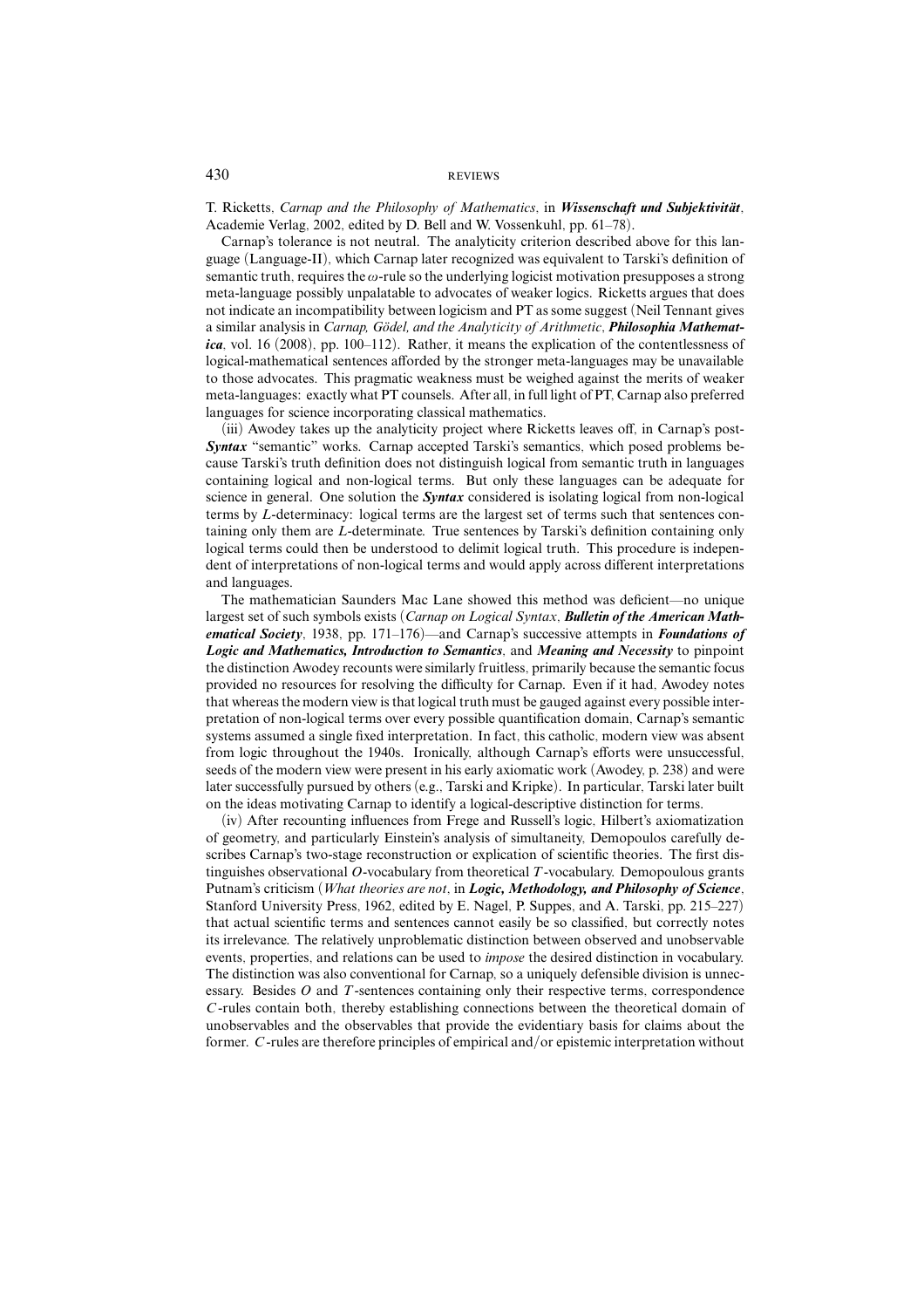T. Ricketts, *Carnap and the Philosophy of Mathematics*, in ***Wissenschaft und Subjektivität***, Academie Verlag, 2002, edited by D. Bell and W. Vossenkuhl, pp. 61–78).

Carnap's tolerance is not neutral. The analyticity criterion described above for this language (Language-II), which Carnap later recognized was equivalent to Tarski's definition of semantic truth, requires the $\omega$-rule so the underlying logicist motivation presupposes a strong meta-language possibly unpalatable to advocates of weaker logics. Ricketts argues that does not indicate an incompatibility between logicism and PT as some suggest (Neil Tennant gives a similar analysis in *Carnap, Gödel, and the Analyticity of Arithmetic*, ***Philosophia Mathematica***, vol. 16 (2008), pp. 100–112). Rather, it means the explication of the contentlessness of logical-mathematical sentences afforded by the stronger meta-languages may be unavailable to those advocates. This pragmatic weakness must be weighed against the merits of weaker meta-languages: exactly what PT counsels. After all, in full light of PT, Carnap also preferred languages for science incorporating classical mathematics.

(iii) Awodey takes up the analyticity project where Ricketts leaves off, in Carnap's post-***Syntax*** "semantic" works. Carnap accepted Tarski's semantics, which posed problems because Tarski's truth definition does not distinguish logical from semantic truth in languages containing logical and non-logical terms. But only these languages can be adequate for science in general. One solution the ***Syntax*** considered is isolating logical from non-logical terms by $L$-determinacy: logical terms are the largest set of terms such that sentences containing only them are $L$-determinate. True sentences by Tarski's definition containing only logical terms could then be understood to delimit logical truth. This procedure is independent of interpretations of non-logical terms and would apply across different interpretations and languages.

The mathematician Saunders Mac Lane showed this method was deficient—no unique largest set of such symbols exists (*Carnap on Logical Syntax*, ***Bulletin of the American Mathematical Society***, 1938, pp. 171–176)—and Carnap's successive attempts in ***Foundations of Logic and Mathematics, Introduction to Semantics***, and ***Meaning and Necessity*** to pinpoint the distinction Awodey recounts were similarly fruitless, primarily because the semantic focus provided no resources for resolving the difficulty for Carnap. Even if it had, Awodey notes that whereas the modern view is that logical truth must be gauged against every possible interpretation of non-logical terms over every possible quantification domain, Carnap's semantic systems assumed a single fixed interpretation. In fact, this catholic, modern view was absent from logic throughout the 1940s. Ironically, although Carnap's efforts were unsuccessful, seeds of the modern view were present in his early axiomatic work (Awodey, p. 238) and were later successfully pursued by others (e.g., Tarski and Kripke). In particular, Tarski later built on the ideas motivating Carnap to identify a logical-descriptive distinction for terms.

(iv) After recounting influences from Frege and Russell's logic, Hilbert's axiomatization of geometry, and particularly Einstein's analysis of simultaneity, Demopoulos carefully describes Carnap's two-stage reconstruction or explication of scientific theories. The first distinguishes observational $O$-vocabulary from theoretical $T$-vocabulary. Demopoulous grants Putnam's criticism (*What theories are not*, in ***Logic, Methodology, and Philosophy of Science***, Stanford University Press, 1962, edited by E. Nagel, P. Suppes, and A. Tarski, pp. 215–227) that actual scientific terms and sentences cannot easily be so classified, but correctly notes its irrelevance. The relatively unproblematic distinction between observed and unobservable events, properties, and relations can be used to *impose* the desired distinction in vocabulary. The distinction was also conventional for Carnap, so a uniquely defensible division is unnecessary. Besides $O$ and $T$-sentences containing only their respective terms, correspondence $C$-rules contain both, thereby establishing connections between the theoretical domain of unobservables and the observables that provide the evidentiary basis for claims about the former. $C$-rules are therefore principles of empirical and/or epistemic interpretation without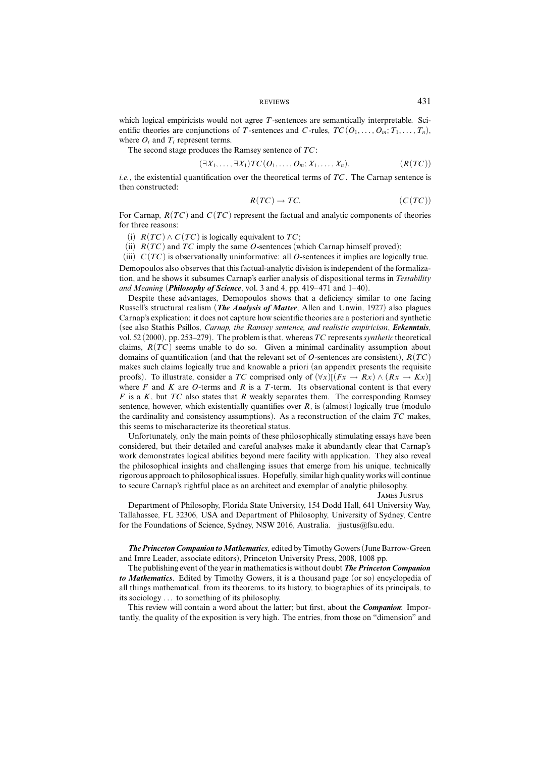which logical empiricists would not agree $T$-sentences are semantically interpretable. Scientific theories are conjunctions of $T$-sentences and $C$-rules, $TC(O_1, \ldots, O_m; T_1, \ldots, T_n)$, where $O_i$ and $T_i$ represent terms.

The second stage produces the Ramsey sentence of $TC$:

$$(\exists X_1, \ldots, \exists X_1)TC(O_1, \ldots, O_m; X_1, \ldots, X_n), \qquad (R(TC))$$

*i.e.*, the existential quantification over the theoretical terms of $TC$. The Carnap sentence is then constructed:

$$R(TC) \rightarrow TC. \qquad (C(TC))$$

For Carnap, $R(TC)$ and $C(TC)$ represent the factual and analytic components of theories for three reasons:

(i) $R(TC) \wedge C(TC)$ is logically equivalent to $TC$;
(ii) $R(TC)$ and $TC$ imply the same $O$-sentences (which Carnap himself proved);
(iii) $C(TC)$ is observationally uninformative: all $O$-sentences it implies are logically true.

Demopoulos also observes that this factual-analytic division is independent of the formalization, and he shows it subsumes Carnap's earlier analysis of dispositional terms in *Testability and Meaning* (***Philosophy of Science***, vol. 3 and 4, pp. 419–471 and 1–40).

Despite these advantages, Demopoulos shows that a deficiency similar to one facing Russell's structural realism (***The Analysis of Matter***, Allen and Unwin, 1927) also plagues Carnap's explication: it does not capture how scientific theories are a posteriori and synthetic (see also Stathis Psillos, *Carnap, the Ramsey sentence, and realistic empiricism*, ***Erkenntnis***, vol. 52 (2000), pp. 253–279). The problem is that, whereas $TC$ represents *synthetic* theoretical claims, $R(TC)$ seems unable to do so. Given a minimal cardinality assumption about domains of quantification (and that the relevant set of $O$-sentences are consistent), $R(TC)$ makes such claims logically true and knowable a priori (an appendix presents the requisite proofs). To illustrate, consider a $TC$ comprised only of $(\forall x)[(Fx \rightarrow Rx) \wedge (Rx \rightarrow Kx)]$ where $F$ and $K$ are $O$-terms and $R$ is a $T$-term. Its observational content is that every $F$ is a $K$, but $TC$ also states that $R$ weakly separates them. The corresponding Ramsey sentence, however, which existentially quantifies over $R$, is (almost) logically true (modulo the cardinality and consistency assumptions). As a reconstruction of the claim $TC$ makes, this seems to mischaracterize its theoretical status.

Unfortunately, only the main points of these philosophically stimulating essays have been considered, but their detailed and careful analyses make it abundantly clear that Carnap's work demonstrates logical abilities beyond mere facility with application. They also reveal the philosophical insights and challenging issues that emerge from his unique, technically rigorous approach to philosophical issues. Hopefully, similar high quality works will continue to secure Carnap's rightful place as an architect and exemplar of analytic philosophy.

James Justus

Department of Philosophy, Florida State University, 154 Dodd Hall, 641 University Way, Tallahassee, FL 32306, USA and Department of Philosophy, University of Sydney, Centre for the Foundations of Science, Sydney, NSW 2016, Australia. jjustus@fsu.edu.

***The Princeton Companion to Mathematics***, edited by Timothy Gowers (June Barrow-Green and Imre Leader, associate editors), Princeton University Press, 2008, 1008 pp.

The publishing event of the year in mathematics is without doubt ***The Princeton Companion to Mathematics***. Edited by Timothy Gowers, it is a thousand page (or so) encyclopedia of all things mathematical, from its theorems, to its history, to biographies of its principals, to its sociology ... to something of its philosophy.

This review will contain a word about the latter; but first, about the ***Companion***: Importantly, the quality of the exposition is very high. The entries, from those on "dimension" and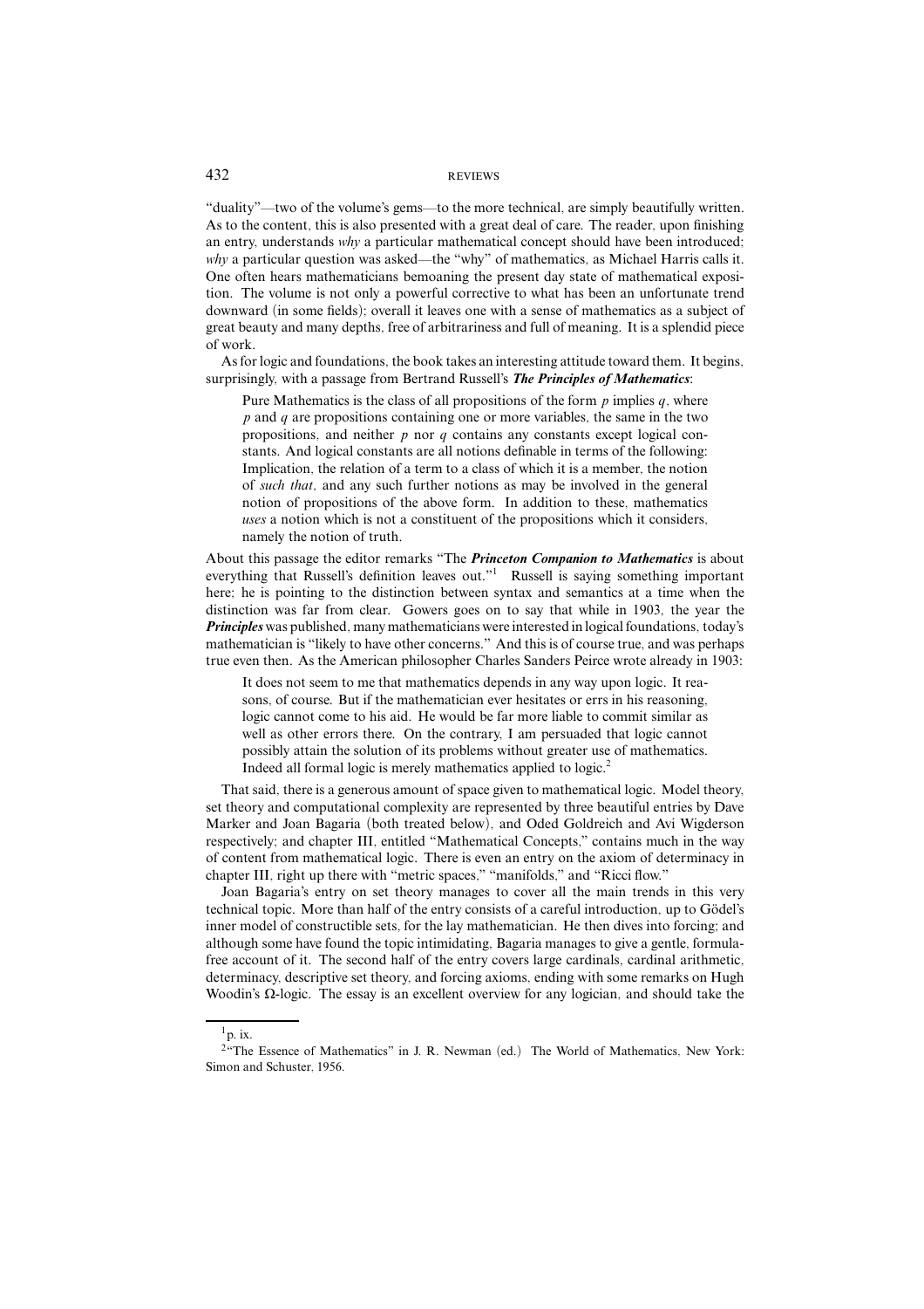"duality"—two of the volume's gems—to the more technical, are simply beautifully written. As to the content, this is also presented with a great deal of care. The reader, upon finishing an entry, understands *why* a particular mathematical concept should have been introduced; *why* a particular question was asked—the "why" of mathematics, as Michael Harris calls it. One often hears mathematicians bemoaning the present day state of mathematical exposition. The volume is not only a powerful corrective to what has been an unfortunate trend downward (in some fields); overall it leaves one with a sense of mathematics as a subject of great beauty and many depths, free of arbitrariness and full of meaning. It is a splendid piece of work.

As for logic and foundations, the book takes an interesting attitude toward them. It begins, surprisingly, with a passage from Bertrand Russell's ***The Principles of Mathematics***:

> Pure Mathematics is the class of all propositions of the form $p$ implies $q$, where $p$ and $q$ are propositions containing one or more variables, the same in the two propositions, and neither $p$ nor $q$ contains any constants except logical constants. And logical constants are all notions definable in terms of the following: Implication, the relation of a term to a class of which it is a member, the notion of *such that*, and any such further notions as may be involved in the general notion of propositions of the above form. In addition to these, mathematics *uses* a notion which is not a constituent of the propositions which it considers, namely the notion of truth.

About this passage the editor remarks "The ***Princeton Companion to Mathematics*** is about everything that Russell's definition leaves out."[1] Russell is saying something important here; he is pointing to the distinction between syntax and semantics at a time when the distinction was far from clear. Gowers goes on to say that while in 1903, the year the ***Principles*** was published, many mathematicians were interested in logical foundations, today's mathematician is "likely to have other concerns." And this is of course true, and was perhaps true even then. As the American philosopher Charles Sanders Peirce wrote already in 1903:

> It does not seem to me that mathematics depends in any way upon logic. It reasons, of course. But if the mathematician ever hesitates or errs in his reasoning, logic cannot come to his aid. He would be far more liable to commit similar as well as other errors there. On the contrary, I am persuaded that logic cannot possibly attain the solution of its problems without greater use of mathematics. Indeed all formal logic is merely mathematics applied to logic.[2]

That said, there is a generous amount of space given to mathematical logic. Model theory, set theory and computational complexity are represented by three beautiful entries by Dave Marker and Joan Bagaria (both treated below), and Oded Goldreich and Avi Wigderson respectively; and chapter III, entitled "Mathematical Concepts," contains much in the way of content from mathematical logic. There is even an entry on the axiom of determinacy in chapter III, right up there with "metric spaces," "manifolds," and "Ricci flow."

Joan Bagaria's entry on set theory manages to cover all the main trends in this very technical topic. More than half of the entry consists of a careful introduction, up to Gödel's inner model of constructible sets, for the lay mathematician. He then dives into forcing; and although some have found the topic intimidating, Bagaria manages to give a gentle, formula-free account of it. The second half of the entry covers large cardinals, cardinal arithmetic, determinacy, descriptive set theory, and forcing axioms, ending with some remarks on Hugh Woodin's $\Omega$-logic. The essay is an excellent overview for any logician, and should take the

---

[1] p. ix.

[2] "The Essence of Mathematics" in J. R. Newman (ed.) The World of Mathematics, New York: Simon and Schuster, 1956.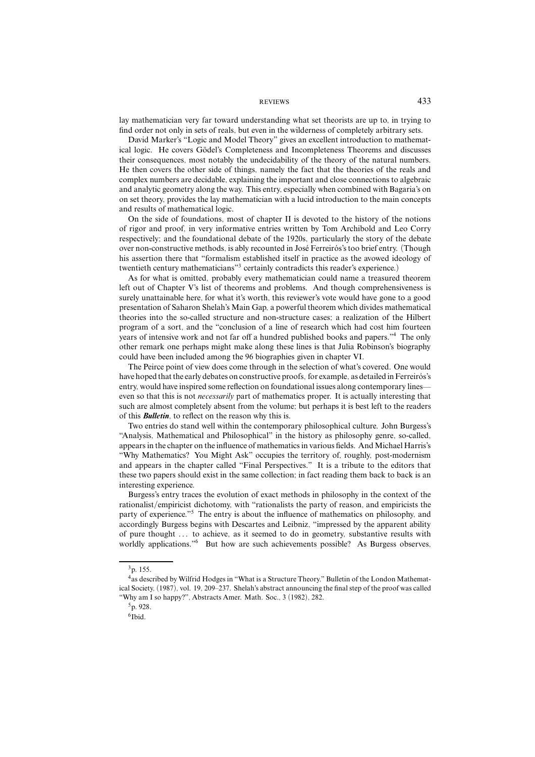lay mathematician very far toward understanding what set theorists are up to, in trying to find order not only in sets of reals, but even in the wilderness of completely arbitrary sets.

David Marker's "Logic and Model Theory" gives an excellent introduction to mathematical logic. He covers Gödel's Completeness and Incompleteness Theorems and discusses their consequences, most notably the undecidability of the theory of the natural numbers. He then covers the other side of things, namely the fact that the theories of the reals and complex numbers are decidable, explaining the important and close connections to algebraic and analytic geometry along the way. This entry, especially when combined with Bagaria's on on set theory, provides the lay mathematician with a lucid introduction to the main concepts and results of mathematical logic.

On the side of foundations, most of chapter II is devoted to the history of the notions of rigor and proof, in very informative entries written by Tom Archibold and Leo Corry respectively; and the foundational debate of the 1920s, particularly the story of the debate over non-constructive methods, is ably recounted in José Ferreirós's too brief entry. (Though his assertion there that "formalism established itself in practice as the avowed ideology of twentieth century mathematicians"[3] certainly contradicts this reader's experience.)

As for what is omitted, probably every mathematician could name a treasured theorem left out of Chapter V's list of theorems and problems. And though comprehensiveness is surely unattainable here, for what it's worth, this reviewer's vote would have gone to a good presentation of Saharon Shelah's Main Gap, a powerful theorem which divides mathematical theories into the so-called structure and non-structure cases; a realization of the Hilbert program of a sort, and the "conclusion of a line of research which had cost him fourteen years of intensive work and not far off a hundred published books and papers."[4] The only other remark one perhaps might make along these lines is that Julia Robinson's biography could have been included among the 96 biographies given in chapter VI.

The Peirce point of view does come through in the selection of what's covered. One would have hoped that the early debates on constructive proofs, for example, as detailed in Ferreirós's entry, would have inspired some reflection on foundational issues along contemporary lines—even so that this is not *necessarily* part of mathematics proper. It is actually interesting that such are almost completely absent from the volume; but perhaps it is best left to the readers of this ***Bulletin***, to reflect on the reason why this is.

Two entries do stand well within the contemporary philosophical culture. John Burgess's "Analysis, Mathematical and Philosophical" in the history as philosophy genre, so-called, appears in the chapter on the influence of mathematics in various fields. And Michael Harris's "Why Mathematics? You Might Ask" occupies the territory of, roughly, post-modernism and appears in the chapter called "Final Perspectives." It is a tribute to the editors that these two papers should exist in the same collection; in fact reading them back to back is an interesting experience.

Burgess's entry traces the evolution of exact methods in philosophy in the context of the rationalist/empiricist dichotomy, with "rationalists the party of reason, and empiricists the party of experience."[5] The entry is about the influence of mathematics on philosophy, and accordingly Burgess begins with Descartes and Leibniz, "impressed by the apparent ability of pure thought ... to achieve, as it seemed to do in geometry, substantive results with worldly applications."[6] But how are such achievements possible? As Burgess observes,

---

[3] p. 155.

[4] as described by Wilfrid Hodges in "What is a Structure Theory," Bulletin of the London Mathematical Society, (1987), vol. 19, 209–237. Shelah's abstract announcing the final step of the proof was called "Why am I so happy?", Abstracts Amer. Math. Soc., 3 (1982), 282.

[5] p. 928.

[6] Ibid.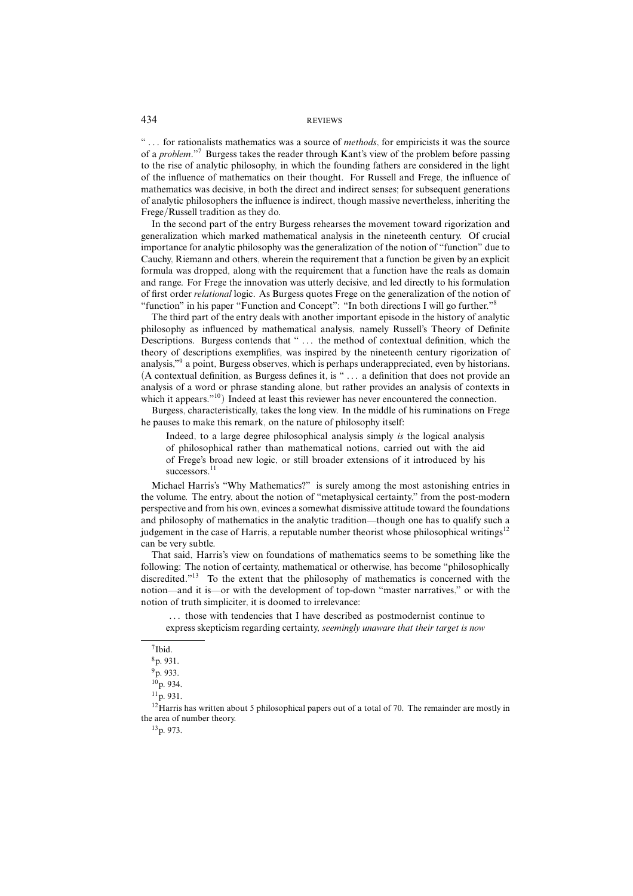" ... for rationalists mathematics was a source of *methods*, for empiricists it was the source of a *problem*."[7] Burgess takes the reader through Kant's view of the problem before passing to the rise of analytic philosophy, in which the founding fathers are considered in the light of the influence of mathematics on their thought. For Russell and Frege, the influence of mathematics was decisive, in both the direct and indirect senses; for subsequent generations of analytic philosophers the influence is indirect, though massive nevertheless, inheriting the Frege/Russell tradition as they do.

In the second part of the entry Burgess rehearses the movement toward rigorization and generalization which marked mathematical analysis in the nineteenth century. Of crucial importance for analytic philosophy was the generalization of the notion of "function" due to Cauchy, Riemann and others, wherein the requirement that a function be given by an explicit formula was dropped, along with the requirement that a function have the reals as domain and range. For Frege the innovation was utterly decisive, and led directly to his formulation of first order *relational* logic. As Burgess quotes Frege on the generalization of the notion of "function" in his paper "Function and Concept": "In both directions I will go further."[8]

The third part of the entry deals with another important episode in the history of analytic philosophy as influenced by mathematical analysis, namely Russell's Theory of Definite Descriptions. Burgess contends that " ... the method of contextual definition, which the theory of descriptions exemplifies, was inspired by the nineteenth century rigorization of analysis,"[9] a point, Burgess observes, which is perhaps underappreciated, even by historians. (A contextual definition, as Burgess defines it, is " ... a definition that does not provide an analysis of a word or phrase standing alone, but rather provides an analysis of contexts in which it appears."[10]) Indeed at least this reviewer has never encountered the connection.

Burgess, characteristically, takes the long view. In the middle of his ruminations on Frege he pauses to make this remark, on the nature of philosophy itself:

> Indeed, to a large degree philosophical analysis simply *is* the logical analysis of philosophical rather than mathematical notions, carried out with the aid of Frege's broad new logic, or still broader extensions of it introduced by his successors.[11]

Michael Harris's "Why Mathematics?" is surely among the most astonishing entries in the volume. The entry, about the notion of "metaphysical certainty," from the post-modern perspective and from his own, evinces a somewhat dismissive attitude toward the foundations and philosophy of mathematics in the analytic tradition—though one has to qualify such a judgement in the case of Harris, a reputable number theorist whose philosophical writings[12] can be very subtle.

That said, Harris's view on foundations of mathematics seems to be something like the following: The notion of certainty, mathematical or otherwise, has become "philosophically discredited."[13] To the extent that the philosophy of mathematics is concerned with the notion—and it is—or with the development of top-down "master narratives," or with the notion of truth simpliciter, it is doomed to irrelevance:

> ... those with tendencies that I have described as postmodernist continue to express skepticism regarding certainty, *seemingly unaware that their target is now*

---

[7] Ibid.

[8] p. 931.

[9] p. 933.

[10] p. 934.

[11] p. 931.

[12] Harris has written about 5 philosophical papers out of a total of 70. The remainder are mostly in the area of number theory.

[13] p. 973.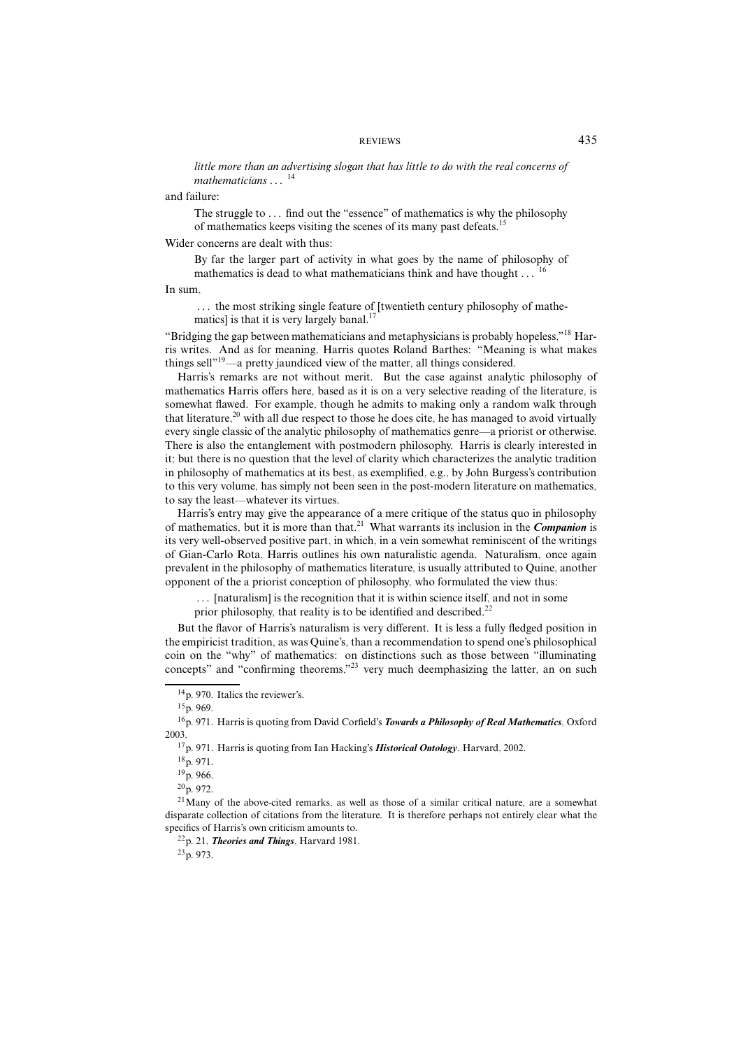> *little more than an advertising slogan that has little to do with the real concerns of mathematicians* ... [14]

and failure:

> The struggle to ... find out the "essence" of mathematics is why the philosophy of mathematics keeps visiting the scenes of its many past defeats.[15]

Wider concerns are dealt with thus:

> By far the larger part of activity in what goes by the name of philosophy of mathematics is dead to what mathematicians think and have thought ... [16]

In sum,

> ... the most striking single feature of [twentieth century philosophy of mathematics] is that it is very largely banal.[17]

"Bridging the gap between mathematicians and metaphysicians is probably hopeless,"[18] Harris writes. And as for meaning, Harris quotes Roland Barthes: "Meaning is what makes things sell"[19]—a pretty jaundiced view of the matter, all things considered.

Harris's remarks are not without merit. But the case against analytic philosophy of mathematics Harris offers here, based as it is on a very selective reading of the literature, is somewhat flawed. For example, though he admits to making only a random walk through that literature,[20] with all due respect to those he does cite, he has managed to avoid virtually every single classic of the analytic philosophy of mathematics genre—a priorist or otherwise. There is also the entanglement with postmodern philosophy. Harris is clearly interested in it; but there is no question that the level of clarity which characterizes the analytic tradition in philosophy of mathematics at its best, as exemplified, e.g., by John Burgess's contribution to this very volume, has simply not been seen in the post-modern literature on mathematics, to say the least—whatever its virtues.

Harris's entry may give the appearance of a mere critique of the status quo in philosophy of mathematics, but it is more than that.[21] What warrants its inclusion in the ***Companion*** is its very well-observed positive part, in which, in a vein somewhat reminiscent of the writings of Gian-Carlo Rota, Harris outlines his own naturalistic agenda. Naturalism, once again prevalent in the philosophy of mathematics literature, is usually attributed to Quine, another opponent of the a priorist conception of philosophy, who formulated the view thus:

> ... [naturalism] is the recognition that it is within science itself, and not in some prior philosophy, that reality is to be identified and described.[22]

But the flavor of Harris's naturalism is very different. It is less a fully fledged position in the empiricist tradition, as was Quine's, than a recommendation to spend one's philosophical coin on the "why" of mathematics: on distinctions such as those between "illuminating concepts" and "confirming theorems,"[23] very much deemphasizing the latter, an on such

---

[14] p. 970. Italics the reviewer's.

[15] p. 969.

[16] p. 971. Harris is quoting from David Corfield's ***Towards a Philosophy of Real Mathematics***, Oxford 2003.

[17] p. 971. Harris is quoting from Ian Hacking's ***Historical Ontology***, Harvard, 2002.

[18] p. 971.

[19] p. 966.

[20] p. 972.

[21] Many of the above-cited remarks, as well as those of a similar critical nature, are a somewhat disparate collection of citations from the literature. It is therefore perhaps not entirely clear what the specifics of Harris's own criticism amounts to.

[22] p. 21, ***Theories and Things***, Harvard 1981.

[23] p. 973.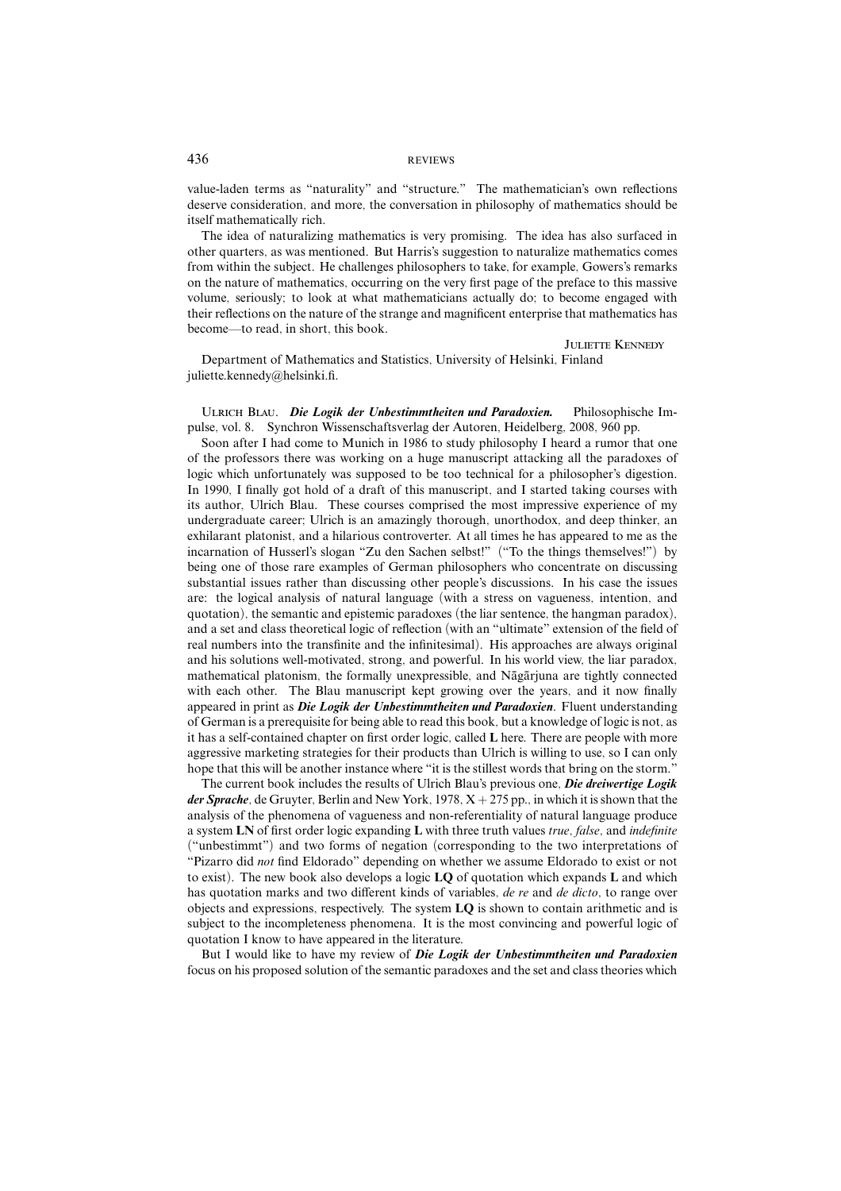value-laden terms as "naturality" and "structure." The mathematician's own reflections deserve consideration, and more, the conversation in philosophy of mathematics should be itself mathematically rich.

The idea of naturalizing mathematics is very promising. The idea has also surfaced in other quarters, as was mentioned. But Harris's suggestion to naturalize mathematics comes from within the subject. He challenges philosophers to take, for example, Gowers's remarks on the nature of mathematics, occurring on the very first page of the preface to this massive volume, seriously; to look at what mathematicians actually do; to become engaged with their reflections on the nature of the strange and magnificent enterprise that mathematics has become—to read, in short, this book.

JULIETTE KENNEDY

Department of Mathematics and Statistics, University of Helsinki, Finland
juliette.kennedy@helsinki.fi.

ULRICH BLAU. ***Die Logik der Unbestimmtheiten und Paradoxien.*** Philosophische Impulse, vol. 8. Synchron Wissenschaftsverlag der Autoren, Heidelberg, 2008, 960 pp.

Soon after I had come to Munich in 1986 to study philosophy I heard a rumor that one of the professors there was working on a huge manuscript attacking all the paradoxes of logic which unfortunately was supposed to be too technical for a philosopher's digestion. In 1990, I finally got hold of a draft of this manuscript, and I started taking courses with its author, Ulrich Blau. These courses comprised the most impressive experience of my undergraduate career; Ulrich is an amazingly thorough, unorthodox, and deep thinker, an exhilarant platonist, and a hilarious controverter. At all times he has appeared to me as the incarnation of Husserl's slogan "Zu den Sachen selbst!" ("To the things themselves!") by being one of those rare examples of German philosophers who concentrate on discussing substantial issues rather than discussing other people's discussions. In his case the issues are: the logical analysis of natural language (with a stress on vagueness, intention, and quotation), the semantic and epistemic paradoxes (the liar sentence, the hangman paradox), and a set and class theoretical logic of reflection (with an "ultimate" extension of the field of real numbers into the transfinite and the infinitesimal). His approaches are always original and his solutions well-motivated, strong, and powerful. In his world view, the liar paradox, mathematical platonism, the formally unexpressible, and Nāgārjuna are tightly connected with each other. The Blau manuscript kept growing over the years, and it now finally appeared in print as ***Die Logik der Unbestimmtheiten und Paradoxien***. Fluent understanding of German is a prerequisite for being able to read this book, but a knowledge of logic is not, as it has a self-contained chapter on first order logic, called **L** here. There are people with more aggressive marketing strategies for their products than Ulrich is willing to use, so I can only hope that this will be another instance where "it is the stillest words that bring on the storm."

The current book includes the results of Ulrich Blau's previous one, ***Die dreiwertige Logik der Sprache***, de Gruyter, Berlin and New York, 1978, X + 275 pp., in which it is shown that the analysis of the phenomena of vagueness and non-referentiality of natural language produce a system **LN** of first order logic expanding **L** with three truth values *true*, *false*, and *indefinite* ("unbestimmt") and two forms of negation (corresponding to the two interpretations of "Pizarro did *not* find Eldorado" depending on whether we assume Eldorado to exist or not to exist). The new book also develops a logic **LQ** of quotation which expands **L** and which has quotation marks and two different kinds of variables, *de re* and *de dicto*, to range over objects and expressions, respectively. The system **LQ** is shown to contain arithmetic and is subject to the incompleteness phenomena. It is the most convincing and powerful logic of quotation I know to have appeared in the literature.

But I would like to have my review of ***Die Logik der Unbestimmtheiten und Paradoxien*** focus on his proposed solution of the semantic paradoxes and the set and class theories which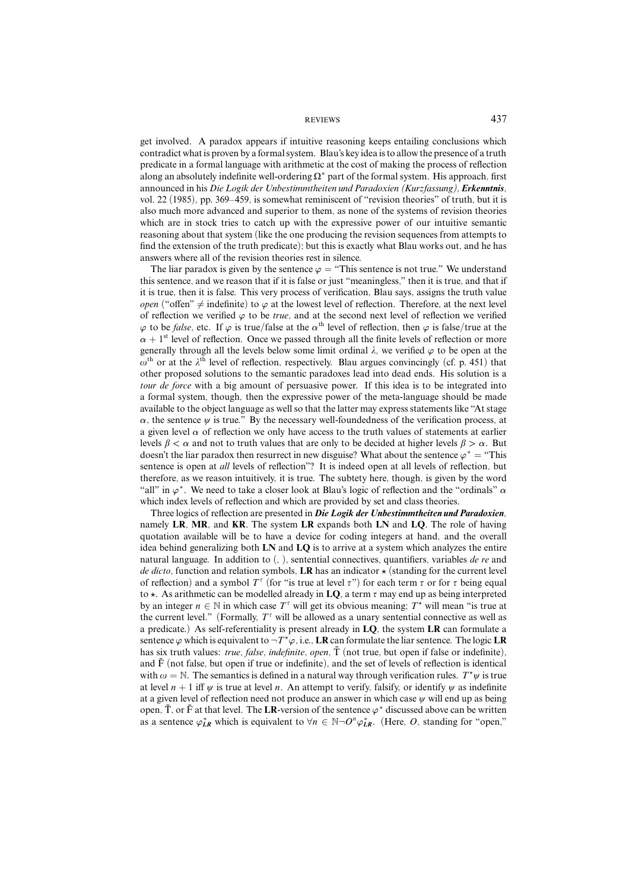get involved. A paradox appears if intuitive reasoning keeps entailing conclusions which contradict what is proven by a formal system. Blau's key idea is to allow the presence of a truth predicate in a formal language with arithmetic at the cost of making the process of reflection along an absolutely indefinite well-ordering $\Omega^*$ part of the formal system. His approach, first announced in his *Die Logik der Unbestimmtheiten und Paradoxien (Kurzfassung)*, ***Erkenntnis***, vol. 22 (1985), pp. 369–459, is somewhat reminiscent of "revision theories" of truth, but it is also much more advanced and superior to them, as none of the systems of revision theories which are in stock tries to catch up with the expressive power of our intuitive semantic reasoning about that system (like the one producing the revision sequences from attempts to find the extension of the truth predicate); but this is exactly what Blau works out, and he has answers where all of the revision theories rest in silence.

The liar paradox is given by the sentence $\varphi$ = "This sentence is not true." We understand this sentence, and we reason that if it is false or just "meaningless," then it is true, and that if it is true, then it is false. This very process of verification, Blau says, assigns the truth value *open* ("offen" $\neq$ indefinite) to $\varphi$ at the lowest level of reflection. Therefore, at the next level of reflection we verified $\varphi$ to be *true*, and at the second next level of reflection we verified $\varphi$ to be *false*, etc. If $\varphi$ is true/false at the $\alpha^{\text{th}}$ level of reflection, then $\varphi$ is false/true at the $\alpha + 1^{\text{st}}$ level of reflection. Once we passed through all the finite levels of reflection or more generally through all the levels below some limit ordinal $\lambda$, we verified $\varphi$ to be open at the $\omega^{\text{th}}$ or at the $\lambda^{\text{th}}$ level of reflection, respectively. Blau argues convincingly (cf. p. 451) that other proposed solutions to the semantic paradoxes lead into dead ends. His solution is a *tour de force* with a big amount of persuasive power. If this idea is to be integrated into a formal system, though, then the expressive power of the meta-language should be made available to the object language as well so that the latter may express statements like "At stage $\alpha$, the sentence $\psi$ is true." By the necessary well-foundedness of the verification process, at a given level $\alpha$ of reflection we only have access to the truth values of statements at earlier levels $\beta < \alpha$ and not to truth values that are only to be decided at higher levels $\beta > \alpha$. But doesn't the liar paradox then resurrect in new disguise? What about the sentence $\varphi^*$ = "This sentence is open at *all* levels of reflection"? It is indeed open at all levels of reflection, but therefore, as we reason intuitively, it is true. The subtety here, though, is given by the word "all" in $\varphi^*$. We need to take a closer look at Blau's logic of reflection and the "ordinals" $\alpha$ which index levels of reflection and which are provided by set and class theories.

Three logics of reflection are presented in ***Die Logik der Unbestimmtheiten und Paradoxien***, namely **LR**, **MR**, and **KR**. The system **LR** expands both **LN** and **LQ**. The role of having quotation available will be to have a device for coding integers at hand, and the overall idea behind generalizing both **LN** and **LQ** is to arrive at a system which analyzes the entire natural language. In addition to (, ), sentential connectives, quantifiers, variables *de re* and *de dicto*, function and relation symbols, **LR** has an indicator $\star$ (standing for the current level of reflection) and a symbol $T^\tau$ (for "is true at level $\tau$") for each term $\tau$ or for $\tau$ being equal to $\star$. As arithmetic can be modelled already in **LQ**, a term $\tau$ may end up as being interpreted by an integer $n \in \mathbb{N}$ in which case $T^\tau$ will get its obvious meaning; $T^\star$ will mean "is true at the current level." (Formally, $T^\tau$ will be allowed as a unary sentential connective as well as a predicate.) As self-referentiality is present already in **LQ**, the system **LR** can formulate a sentence $\varphi$ which is equivalent to $\neg T^\star\varphi$, i.e., **LR** can formulate the liar sentence. The logic **LR** has six truth values: *true*, *false*, *indefinite*, *open*, $\bar{\text{T}}$ (not true, but open if false or indefinite), and $\bar{\text{F}}$ (not false, but open if true or indefinite), and the set of levels of reflection is identical with $\omega = \mathbb{N}$. The semantics is defined in a natural way through verification rules. $T^\star\psi$ is true at level $n + 1$ iff $\psi$ is true at level $n$. An attempt to verify, falsify, or identify $\psi$ as indefinite at a given level of reflection need not produce an answer in which case $\psi$ will end up as being open, $\bar{\text{T}}$, or $\bar{\text{F}}$ at that level. The **LR**-version of the sentence $\varphi^*$ discussed above can be written as a sentence $\varphi^*_{\boldsymbol{LR}}$ which is equivalent to $\forall n \in \mathbb{N} \neg O^n \varphi^*_{\boldsymbol{LR}}$. (Here, $O$, standing for "open,"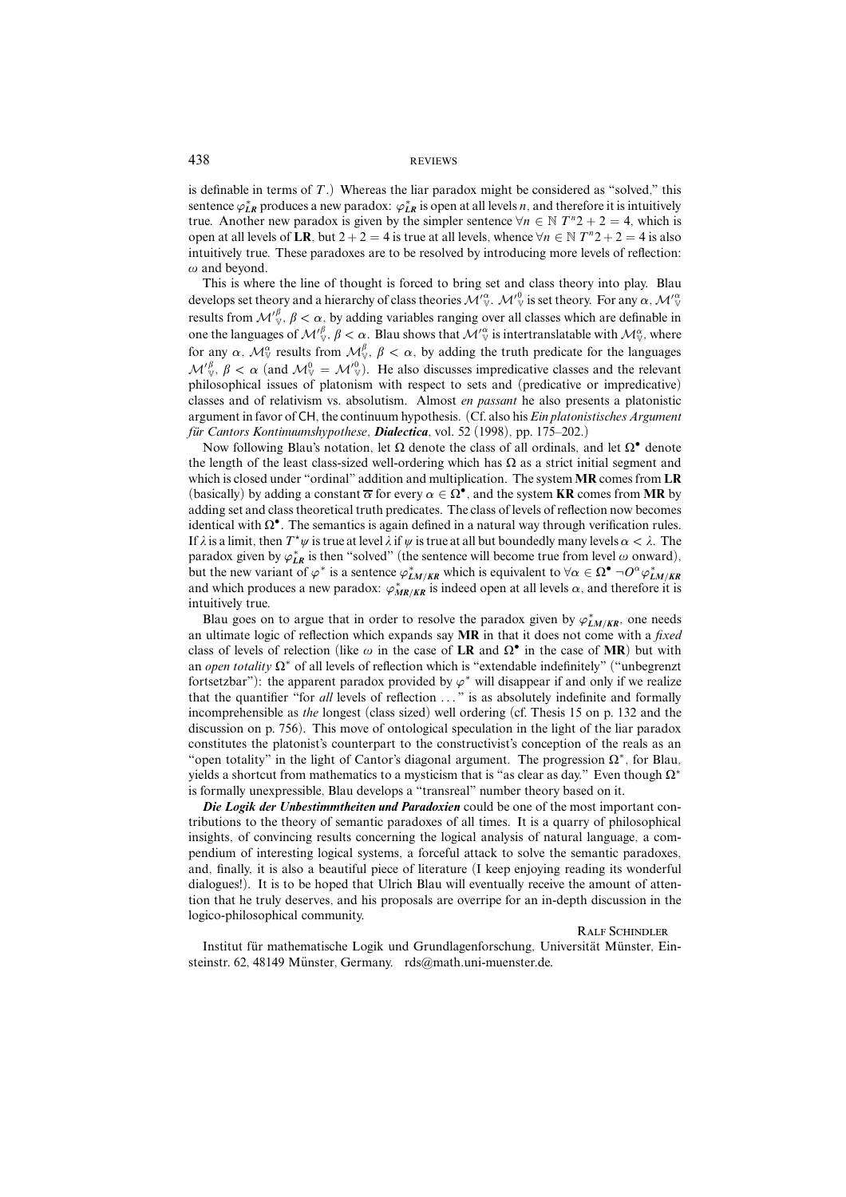is definable in terms of $T$.) Whereas the liar paradox might be considered as "solved," this sentence $\varphi^*_{\mathbf{LR}}$ produces a new paradox: $\varphi^*_{\mathbf{LR}}$ is open at all levels $n$, and therefore it is intuitively true. Another new paradox is given by the simpler sentence $\forall n \in \mathbb{N}\ T^n 2+2=4$, which is open at all levels of **LR**, but $2+2=4$ is true at all levels, whence $\forall n \in \mathbb{N}\ T^n 2+2=4$ is also intuitively true. These paradoxes are to be resolved by introducing more levels of reflection: $\omega$ and beyond.

This is where the line of thought is forced to bring set and class theory into play. Blau develops set theory and a hierarchy of class theories $\mathcal{M}'^{\alpha}_{\forall}$. $\mathcal{M}'^{0}_{\forall}$ is set theory. For any $\alpha$, $\mathcal{M}'^{\alpha}_{\forall}$ results from $\mathcal{M}'^{\beta}_{\forall}$, $\beta < \alpha$, by adding variables ranging over all classes which are definable in one the languages of $\mathcal{M}'^{\beta}_{\forall}$, $\beta < \alpha$. Blau shows that $\mathcal{M}'^{\alpha}_{\forall}$ is intertranslatable with $\mathcal{M}^{\alpha}_{\forall}$, where for any $\alpha$, $\mathcal{M}^{\alpha}_{\forall}$ results from $\mathcal{M}^{\beta}_{\forall}$, $\beta < \alpha$, by adding the truth predicate for the languages $\mathcal{M}'^{\beta}_{\forall}$, $\beta < \alpha$ (and $\mathcal{M}^{0}_{\forall} = \mathcal{M}'^{0}_{\forall}$). He also discusses impredicative classes and the relevant philosophical issues of platonism with respect to sets and (predicative or impredicative) classes and of relativism vs. absolutism. Almost *en passant* he also presents a platonistic argument in favor of CH, the continuum hypothesis. (Cf. also his *Ein platonistisches Argument für Cantors Kontinuumshypothese*, ***Dialectica***, vol. 52 (1998), pp. 175–202.)

Now following Blau's notation, let $\Omega$ denote the class of all ordinals, and let $\Omega^{\bullet}$ denote the length of the least class-sized well-ordering which has $\Omega$ as a strict initial segment and which is closed under "ordinal" addition and multiplication. The system **MR** comes from **LR** (basically) by adding a constant $\overline{\alpha}$ for every $\alpha \in \Omega^{\bullet}$, and the system **KR** comes from **MR** by adding set and class theoretical truth predicates. The class of levels of reflection now becomes identical with $\Omega^{\bullet}$. The semantics is again defined in a natural way through verification rules. If $\lambda$ is a limit, then $T^{*}\psi$ is true at level $\lambda$ if $\psi$ is true at all but boundedly many levels $\alpha < \lambda$. The paradox given by $\varphi^*_{\mathbf{LR}}$ is then "solved" (the sentence will become true from level $\omega$ onward), but the new variant of $\varphi^*$ is a sentence $\varphi^*_{\mathbf{LM/KR}}$ which is equivalent to $\forall \alpha \in \Omega^{\bullet}\ \neg O^{\alpha} \varphi^*_{\mathbf{LM/KR}}$ and which produces a new paradox: $\varphi^*_{\mathbf{MR/KR}}$ is indeed open at all levels $\alpha$, and therefore it is intuitively true.

Blau goes on to argue that in order to resolve the paradox given by $\varphi^*_{\mathbf{LM/KR}}$, one needs an ultimate logic of reflection which expands say **MR** in that it does not come with a *fixed* class of levels of relection (like $\omega$ in the case of **LR** and $\Omega^{\bullet}$ in the case of **MR**) but with an *open totality* $\Omega^{*}$ of all levels of reflection which is "extendable indefinitely" ("unbegrenzt fortsetzbar"): the apparent paradox provided by $\varphi^*$ will disappear if and only if we realize that the quantifier "for *all* levels of reflection ..." is as absolutely indefinite and formally incomprehensible as *the* longest (class sized) well ordering (cf. Thesis 15 on p. 132 and the discussion on p. 756). This move of ontological speculation in the light of the liar paradox constitutes the platonist's counterpart to the constructivist's conception of the reals as an "open totality" in the light of Cantor's diagonal argument. The progression $\Omega^{*}$, for Blau, yields a shortcut from mathematics to a mysticism that is "as clear as day." Even though $\Omega^{*}$ is formally unexpressible, Blau develops a "transreal" number theory based on it.

***Die Logik der Unbestimmtheiten und Paradoxien*** could be one of the most important contributions to the theory of semantic paradoxes of all times. It is a quarry of philosophical insights, of convincing results concerning the logical analysis of natural language, a compendium of interesting logical systems, a forceful attack to solve the semantic paradoxes, and, finally, it is also a beautiful piece of literature (I keep enjoying reading its wonderful dialogues!). It is to be hoped that Ulrich Blau will eventually receive the amount of attention that he truly deserves, and his proposals are overripe for an in-depth discussion in the logico-philosophical community.

RALF SCHINDLER

Institut für mathematische Logik und Grundlagenforschung, Universität Münster, Einsteinstr. 62, 48149 Münster, Germany. rds@math.uni-muenster.de.